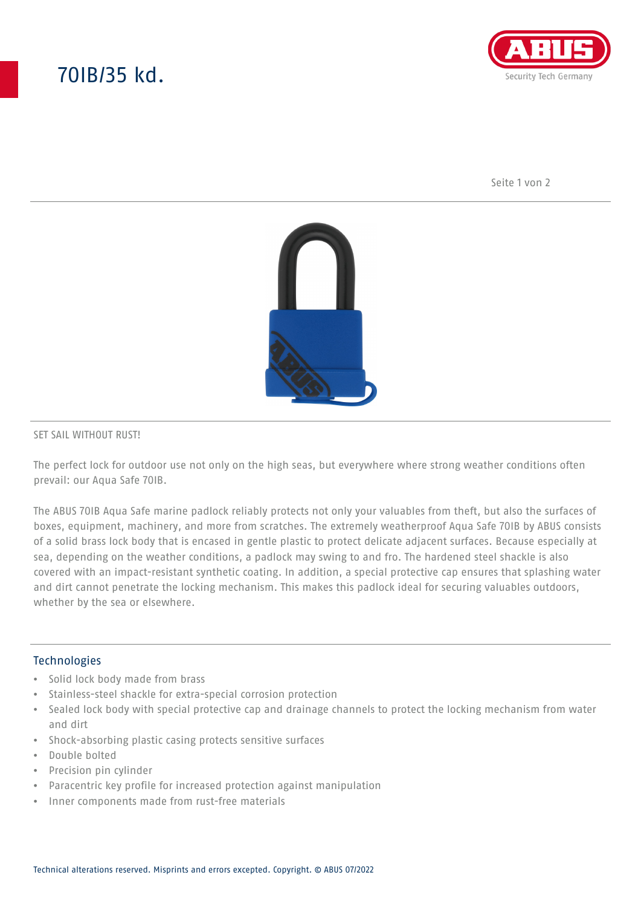# 70IB/35 kd.

SET SAIL WITHOUT RUST!

The perfect lock for outdoor use not only on the high seas, but everywhere where strong weather conditions often prevail: our Aqua Safe 70IB.

The ABUS 70IB Aqua Safe marine padlock reliably protects not only your valuables from theft, but also the surfaces of boxes, equipment, machinery, and more from scratches. The extremely weatherproof Aqua Safe 70IB by ABUS consists of a solid brass lock body that is encased in gentle plastic to protect delicate adjacent surfaces. Because especially at sea, depending on the weather conditions, a padlock may swing to and fro. The hardened steel shackle is also covered with an impact-resistant synthetic coating. In addition, a special protective cap ensures that splashing water and dirt cannot penetrate the locking mechanism. This makes this padlock ideal for securing valuables outdoors, whether by the sea or elsewhere.

## Technologies

- Solid lock body made from brass
- Stainless-steel shackle for extra-special corrosion protection
- Sealed lock body with special protective cap and drainage channels to protect the locking mechanism from water and dirt
- Shock-absorbing plastic casing protects sensitive surfaces
- Double bolted
- Precision pin cylinder
- Paracentric key profile for increased protection against manipulation
- Inner components made from rust-free materials

Technical alterations reserved. Misprints and errors excepted. Copyright. © ABUS 07/2022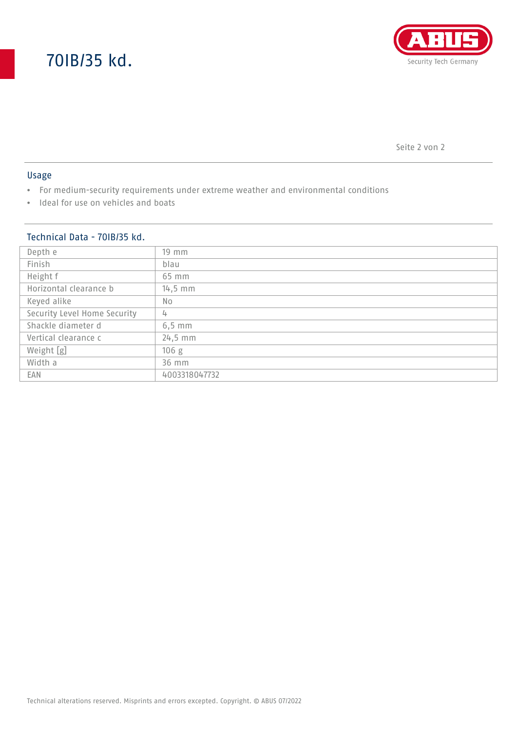# 70IB/35 kd.

## Usage

- For medium-security requirements under extreme weather and environmental conditions
- Ideal for use on vehicles and boats

## Technical Data - 70IB/35 kd.

| | |
|---|---|
| Depth e | 19 mm |
| Finish | blau |
| Height f | 65 mm |
| Horizontal clearance b | 14,5 mm |
| Keyed alike | No |
| Security Level Home Security | 4 |
| Shackle diameter d | 6,5 mm |
| Vertical clearance c | 24,5 mm |
| Weight [g] | 106 g |
| Width a | 36 mm |
| EAN | 4003318047732 |

Technical alterations reserved. Misprints and errors excepted. Copyright. © ABUS 07/2022